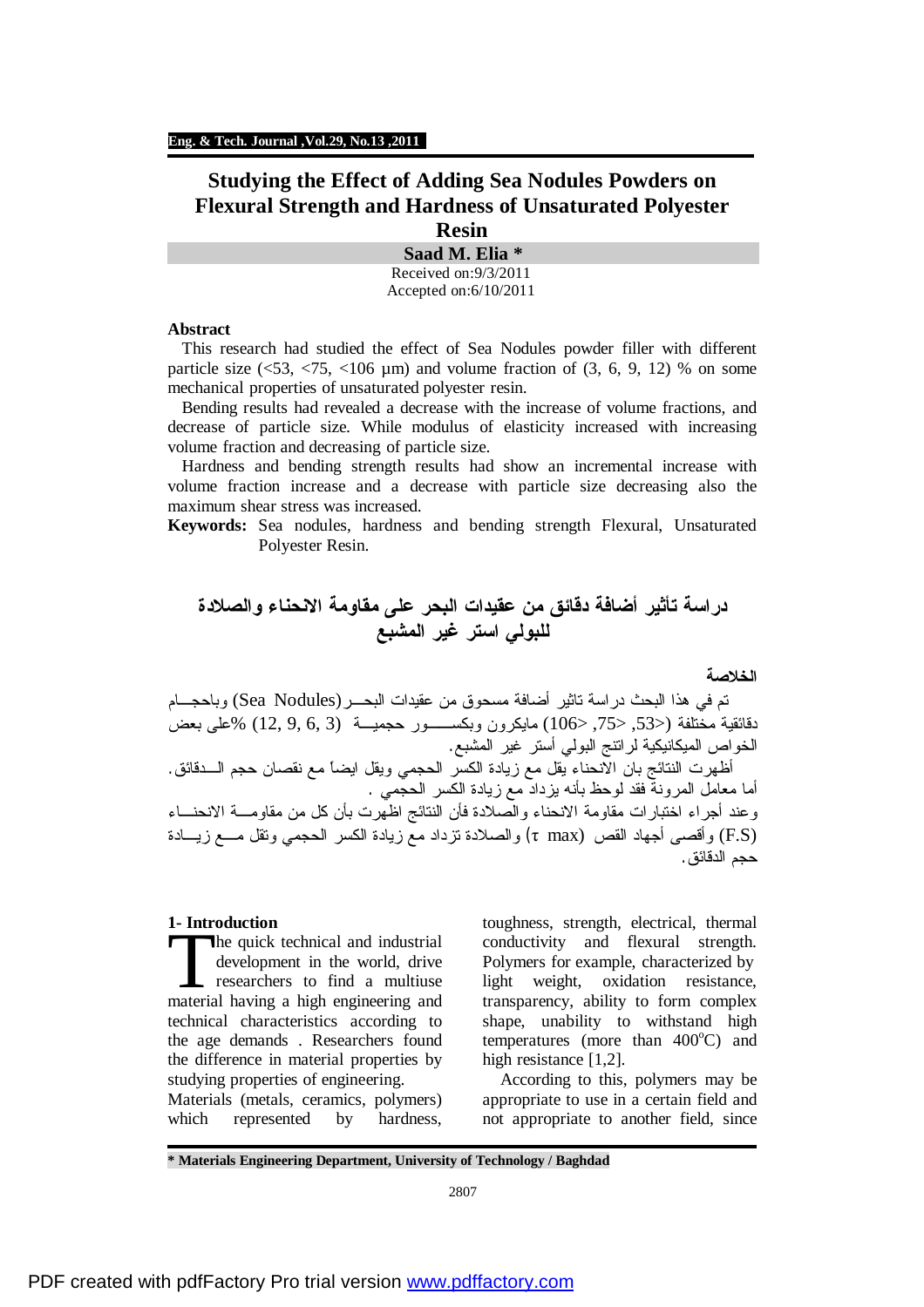# Studying the Effect of Adding Sea Nodules Powders on Flexural Strength and Hardness of Unsaturated Polyester Resin

**Saad M. Elia ***

Received on:9/3/2011
Accepted on:6/10/2011

### Abstract

This research had studied the effect of Sea Nodules powder filler with different particle size (<53, <75, <106 µm) and volume fraction of (3, 6, 9, 12) % on some mechanical properties of unsaturated polyester resin.

Bending results had revealed a decrease with the increase of volume fractions, and decrease of particle size. While modulus of elasticity increased with increasing volume fraction and decreasing of particle size.

Hardness and bending strength results had show an incremental increase with volume fraction increase and a decrease with particle size decreasing also the maximum shear stress was increased.

**Keywords:** Sea nodules, hardness and bending strength Flexural, Unsaturated Polyester Resin.

# دراسة تأثير أضافة دقائق من عقيدات البحر على مقاومة الانحناء والصلادة للبولي استر غير المشبع

### الخلاصة

تم في هذا البحث دراسة تاثير أضافة مسحوق من عقيدات البحـــر(Sea Nodules) وباحجـــام دقائقية مختلفة (<53, <75, <106) مايكرون وبكســـــور حجميـــة (3, 6, 9, 12) %على بعض الخواص الميكانيكية لراتنج البولي أستر غير المشبع.

أظهرت النتائج بان الانحناء يقل مع زيادة الكسر الحجمي ويقل ايضاً مع نقصان حجم الـــدقائق. أما معامل المرونة فقد لوحظ بأنه يزداد مع زيادة الكسر الحجمي .

وعند أجراء اختبارات مقاومة الانحناء والصلادة فأن النتائج اظهرت بأن كل من مقاومـــة الانحنـــاء (F.S) وأقصى أجهاد القص (τ max) والصلادة تزداد مع زيادة الكسر الحجمي وتقل مـــع زيـــادة حجم الدقائق.

## 1- Introduction

The quick technical and industrial development in the world, drive researchers to find a multiuse material having a high engineering and technical characteristics according to the age demands . Researchers found the difference in material properties by studying properties of engineering.

Materials (metals, ceramics, polymers) which represented by hardness, toughness, strength, electrical, thermal conductivity and flexural strength. Polymers for example, characterized by light weight, oxidation resistance, transparency, ability to form complex shape, unability to withstand high temperatures (more than 400$^{o}$C) and high resistance [1,2].

According to this, polymers may be appropriate to use in a certain field and not appropriate to another field, since

---

* Materials Engineering Department, University of Technology / Baghdad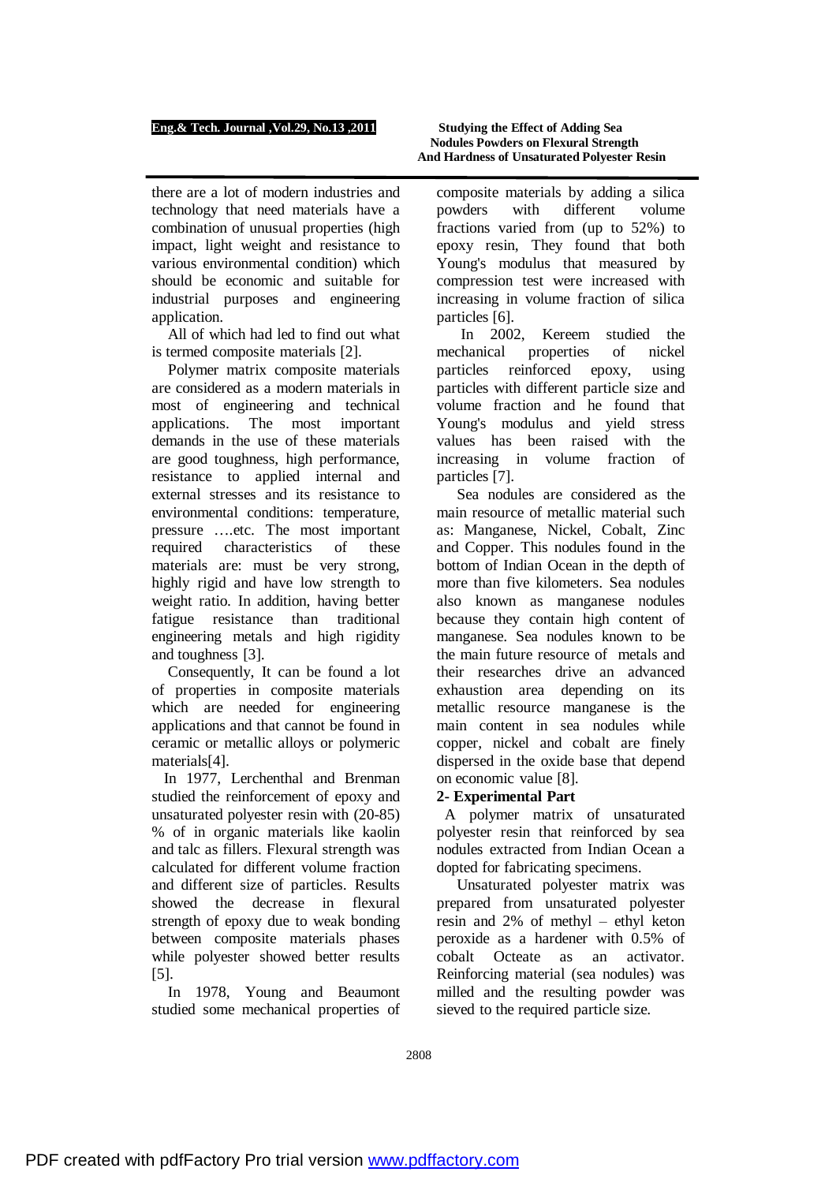there are a lot of modern industries and technology that need materials have a combination of unusual properties (high impact, light weight and resistance to various environmental condition) which should be economic and suitable for industrial purposes and engineering application.

All of which had led to find out what is termed composite materials [2].

Polymer matrix composite materials are considered as a modern materials in most of engineering and technical applications. The most important demands in the use of these materials are good toughness, high performance, resistance to applied internal and external stresses and its resistance to environmental conditions: temperature, pressure ….etc. The most important required characteristics of these materials are: must be very strong, highly rigid and have low strength to weight ratio. In addition, having better fatigue resistance than traditional engineering metals and high rigidity and toughness [3].

Consequently, It can be found a lot of properties in composite materials which are needed for engineering applications and that cannot be found in ceramic or metallic alloys or polymeric materials[4].

In 1977, Lerchenthal and Brenman studied the reinforcement of epoxy and unsaturated polyester resin with (20-85) % of in organic materials like kaolin and talc as fillers. Flexural strength was calculated for different volume fraction and different size of particles. Results showed the decrease in flexural strength of epoxy due to weak bonding between composite materials phases while polyester showed better results [5].

In 1978, Young and Beaumont studied some mechanical properties of composite materials by adding a silica powders with different volume fractions varied from (up to 52%) to epoxy resin, They found that both Young's modulus that measured by compression test were increased with increasing in volume fraction of silica particles [6].

In 2002, Kereem studied the mechanical properties of nickel particles reinforced epoxy, using particles with different particle size and volume fraction and he found that Young's modulus and yield stress values has been raised with the increasing in volume fraction of particles [7].

Sea nodules are considered as the main resource of metallic material such as: Manganese, Nickel, Cobalt, Zinc and Copper. This nodules found in the bottom of Indian Ocean in the depth of more than five kilometers. Sea nodules also known as manganese nodules because they contain high content of manganese. Sea nodules known to be the main future resource of metals and their researches drive an advanced exhaustion area depending on its metallic resource manganese is the main content in sea nodules while copper, nickel and cobalt are finely dispersed in the oxide base that depend on economic value [8].

## 2- Experimental Part

A polymer matrix of unsaturated polyester resin that reinforced by sea nodules extracted from Indian Ocean a dopted for fabricating specimens.

Unsaturated polyester matrix was prepared from unsaturated polyester resin and 2% of methyl – ethyl keton peroxide as a hardener with 0.5% of cobalt Octeate as an activator. Reinforcing material (sea nodules) was milled and the resulting powder was sieved to the required particle size.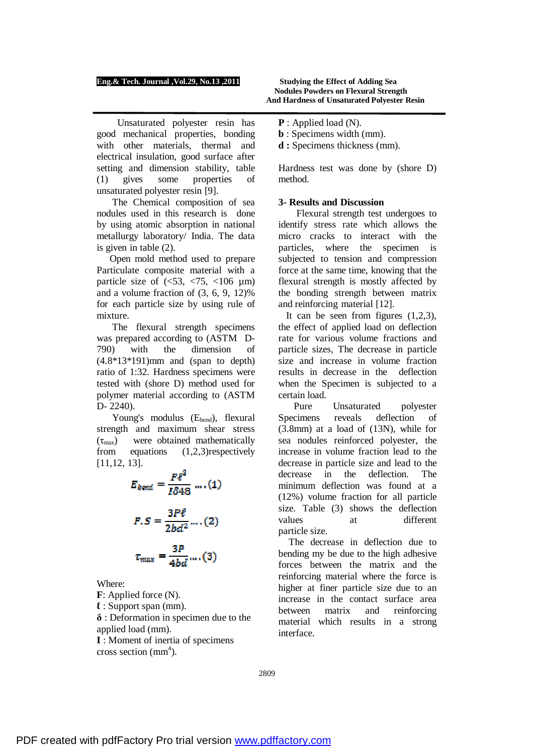Unsaturated polyester resin has good mechanical properties, bonding with other materials, thermal and electrical insulation, good surface after setting and dimension stability, table (1) gives some properties of unsaturated polyester resin [9].

The Chemical composition of sea nodules used in this research is done by using atomic absorption in national metallurgy laboratory/ India. The data is given in table (2).

Open mold method used to prepare Particulate composite material with a particle size of (<53, <75, <106 µm) and a volume fraction of (3, 6, 9, 12)% for each particle size by using rule of mixture.

The flexural strength specimens was prepared according to (ASTM D-790) with the dimension of (4.8*13*191)mm and (span to depth) ratio of 1:32. Hardness specimens were tested with (shore D) method used for polymer material according to (ASTM D- 2240).

Young's modulus ($E_{bend}$), flexural strength and maximum shear stress ($\tau_{max}$) were obtained mathematically from equations (1,2,3)respectively [11,12, 13].

$$E_{bend} = \frac{F\ell^3}{I\delta 48} \dots (1)$$

$$F.S = \frac{3P\ell}{2bd^2} \dots (2)$$

$$\tau_{max} = \frac{3P}{4bd} \dots (3)$$

Where:

**F**: Applied force (N).
**ℓ** : Support span (mm).
**δ** : Deformation in specimen due to the applied load (mm).
**I** : Moment of inertia of specimens cross section ($mm^4$).
**P** : Applied load (N).
**b** : Specimens width (mm).
**d :** Specimens thickness (mm).

Hardness test was done by (shore D) method.

## 3- Results and Discussion

Flexural strength test undergoes to identify stress rate which allows the micro cracks to interact with the particles, where the specimen is subjected to tension and compression force at the same time, knowing that the flexural strength is mostly affected by the bonding strength between matrix and reinforcing material [12].

It can be seen from figures (1,2,3), the effect of applied load on deflection rate for various volume fractions and particle sizes, The decrease in particle size and increase in volume fraction results in decrease in the deflection when the Specimen is subjected to a certain load.

Pure Unsaturated polyester Specimens reveals deflection of (3.8mm) at a load of (13N), while for sea nodules reinforced polyester, the increase in volume fraction lead to the decrease in particle size and lead to the decrease in the deflection. The minimum deflection was found at a (12%) volume fraction for all particle size. Table (3) shows the deflection values at different particle size.

The decrease in deflection due to bending my be due to the high adhesive forces between the matrix and the reinforcing material where the force is higher at finer particle size due to an increase in the contact surface area between matrix and reinforcing material which results in a strong interface.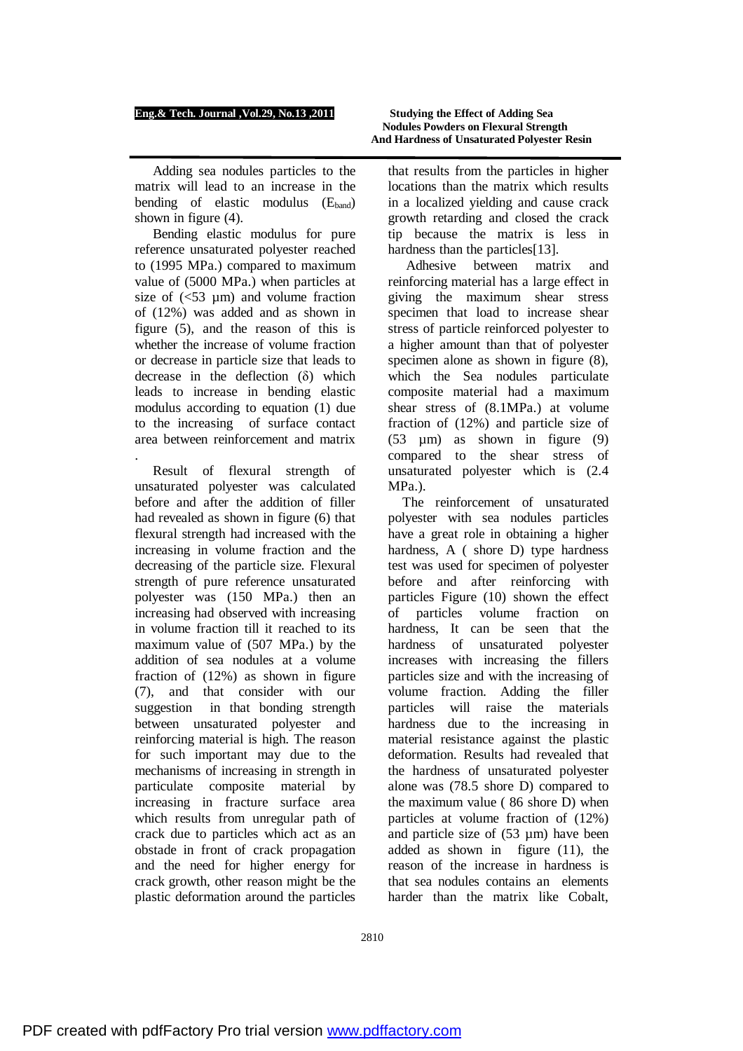Adding sea nodules particles to the matrix will lead to an increase in the bending of elastic modulus ($E_{band}$) shown in figure (4).

Bending elastic modulus for pure reference unsaturated polyester reached to (1995 MPa.) compared to maximum value of (5000 MPa.) when particles at size of (<53 µm) and volume fraction of (12%) was added and as shown in figure (5), and the reason of this is whether the increase of volume fraction or decrease in particle size that leads to decrease in the deflection (δ) which leads to increase in bending elastic modulus according to equation (1) due to the increasing of surface contact area between reinforcement and matrix .

Result of flexural strength of unsaturated polyester was calculated before and after the addition of filler had revealed as shown in figure (6) that flexural strength had increased with the increasing in volume fraction and the decreasing of the particle size. Flexural strength of pure reference unsaturated polyester was (150 MPa.) then an increasing had observed with increasing in volume fraction till it reached to its maximum value of (507 MPa.) by the addition of sea nodules at a volume fraction of (12%) as shown in figure (7), and that consider with our suggestion in that bonding strength between unsaturated polyester and reinforcing material is high. The reason for such important may due to the mechanisms of increasing in strength in particulate composite material by increasing in fracture surface area which results from unregular path of crack due to particles which act as an obstade in front of crack propagation and the need for higher energy for crack growth, other reason might be the plastic deformation around the particles that results from the particles in higher locations than the matrix which results in a localized yielding and cause crack growth retarding and closed the crack tip because the matrix is less in hardness than the particles[13].

Adhesive between matrix and reinforcing material has a large effect in giving the maximum shear stress specimen that load to increase shear stress of particle reinforced polyester to a higher amount than that of polyester specimen alone as shown in figure (8), which the Sea nodules particulate composite material had a maximum shear stress of (8.1MPa.) at volume fraction of (12%) and particle size of (53 µm) as shown in figure (9) compared to the shear stress of unsaturated polyester which is (2.4 MPa.).

The reinforcement of unsaturated polyester with sea nodules particles have a great role in obtaining a higher hardness, A ( shore D) type hardness test was used for specimen of polyester before and after reinforcing with particles Figure (10) shown the effect of particles volume fraction on hardness, It can be seen that the hardness of unsaturated polyester increases with increasing the fillers particles size and with the increasing of volume fraction. Adding the filler particles will raise the materials hardness due to the increasing in material resistance against the plastic deformation. Results had revealed that the hardness of unsaturated polyester alone was (78.5 shore D) compared to the maximum value ( 86 shore D) when particles at volume fraction of (12%) and particle size of (53 µm) have been added as shown in figure (11), the reason of the increase in hardness is that sea nodules contains an elements harder than the matrix like Cobalt,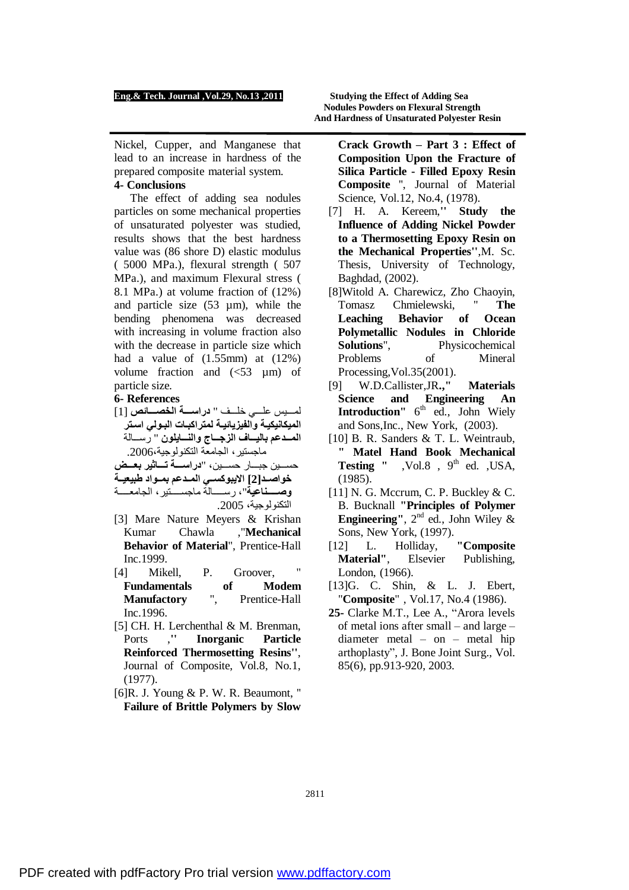Nickel, Cupper, and Manganese that lead to an increase in hardness of the prepared composite material system.

## 4- Conclusions

The effect of adding sea nodules particles on some mechanical properties of unsaturated polyester was studied, results shows that the best hardness value was (86 shore D) elastic modulus ( 5000 MPa.), flexural strength ( 507 MPa.), and maximum Flexural stress ( 8.1 MPa.) at volume fraction of (12%) and particle size (53 µm), while the bending phenomena was decreased with increasing in volume fraction also with the decrease in particle size which had a value of (1.55mm) at (12%) volume fraction and (<53 µm) of particle size.

## 6- References

[1] لمــيس علــي خلــف " **دراســة الخصــائص الميكانيكية والفيزيائية لمتراكبات البولي استر المـدعم باليــاف الزجــاج والنــايلون** " رســالة ماجستير، الجامعة التكنولوجية،2006.

[2] حســين جبــار حســين، "**دراســة تــاثير بعــض خواصــد الايبوكســي المـدعم بمـواد طبيعيـة وصــــناعية**"، رســـالة ماجســـتير، الجامعـــة التكنولوجية، 2005.

[3] Mare Nature Meyers & Krishan Kumar Chawla ,"**Mechanical Behavior of Material**", Prentice-Hall Inc.1999.

[4] Mikell, P. Groover, " **Fundamentals of Modem Manufactory** ", Prentice-Hall Inc.1996.

[5] CH. H. Lerchenthal & M. Brenman, Ports ,'' **Inorganic Particle Reinforced Thermosetting Resins''**, Journal of Composite, Vol.8, No.1, (1977).

[6]R. J. Young & P. W. R. Beaumont, " **Failure of Brittle Polymers by Slow Crack Growth – Part 3 : Effect of Composition Upon the Fracture of Silica Particle - Filled Epoxy Resin Composite** ", Journal of Material Science, Vol.12, No.4, (1978).

[7] H. A. Kereem,'' **Study the Influence of Adding Nickel Powder to a Thermosetting Epoxy Resin on the Mechanical Properties''**,M. Sc. Thesis, University of Technology, Baghdad, (2002).

[8]Witold A. Charewicz, Zho Chaoyin, Tomasz Chmielewski, " **The Leaching Behavior of Ocean Polymetallic Nodules in Chloride Solutions**", Physicochemical Problems of Mineral Processing,Vol.35(2001).

[9] W.D.Callister,JR**.," Materials Science and Engineering An Introduction"** 6th ed., John Wiely and Sons,Inc., New York, (2003).

[10] B. R. Sanders & T. L. Weintraub, **" Matel Hand Book Mechanical Testing "** ,Vol.8 , 9th ed. ,USA, (1985).

[11] N. G. Mccrum, C. P. Buckley & C. B. Bucknall **"Principles of Polymer Engineering"**, 2nd ed., John Wiley & Sons, New York, (1997).

[12] L. Holliday, **"Composite Material"**, Elsevier Publishing, London, (1966).

[13]G. C. Shin, & L. J. Ebert, "**Composite**" , Vol.17, No.4 (1986).

**25**- Clarke M.T., Lee A., "Arora levels of metal ions after small – and large – diameter metal – on – metal hip arthoplasty", J. Bone Joint Surg., Vol. 85(6), pp.913-920, 2003.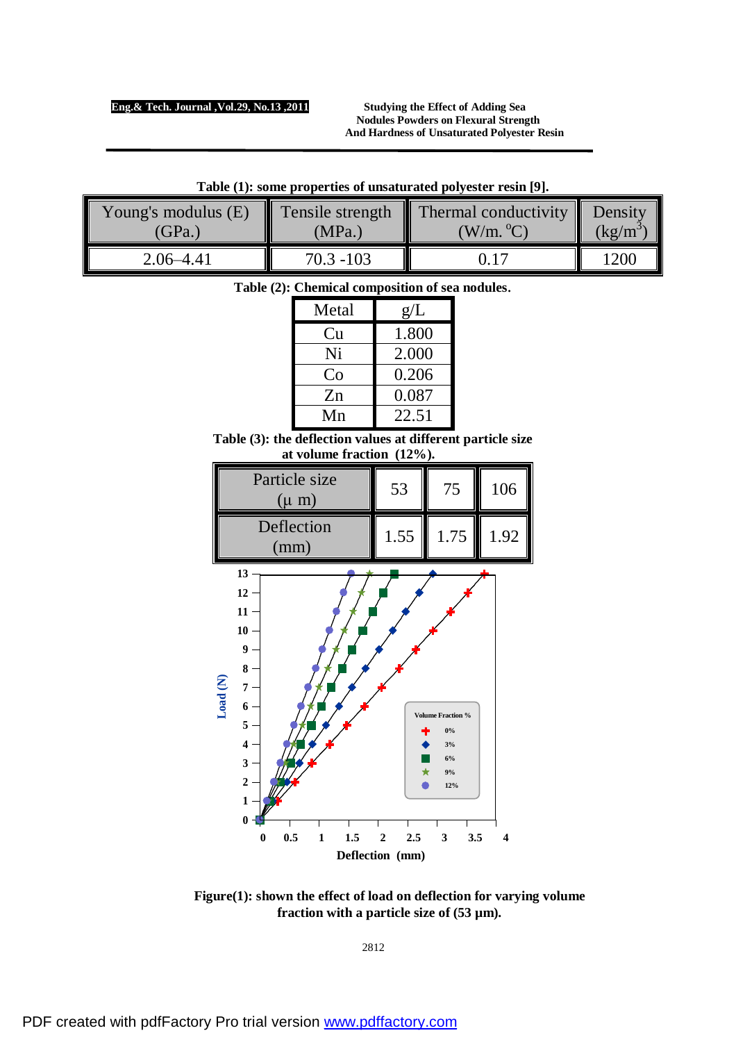**Table (1): some properties of unsaturated polyester resin [9].**

| Young's modulus (E) (GPa.) | Tensile strength (MPa.) | Thermal conductivity (W/m. °C) | Density ($kg/m^3$) |
|---|---|---|---|
| 2.06–4.41 | 70.3 -103 | 0.17 | 1200 |

**Table (2): Chemical composition of sea nodules.**

| Metal | g/L |
|---|---|
| Cu | 1.800 |
| Ni | 2.000 |
| Co | 0.206 |
| Zn | 0.087 |
| Mn | 22.51 |

**Table (3): the deflection values at different particle size at volume fraction (12%).**

| Particle size (μ m) | 53 | 75 | 106 |
|---|---|---|---|
| Deflection (mm) | 1.55 | 1.75 | 1.92 |

**Figure(1): shown the effect of load on deflection for varying volume fraction with a particle size of (53 µm).**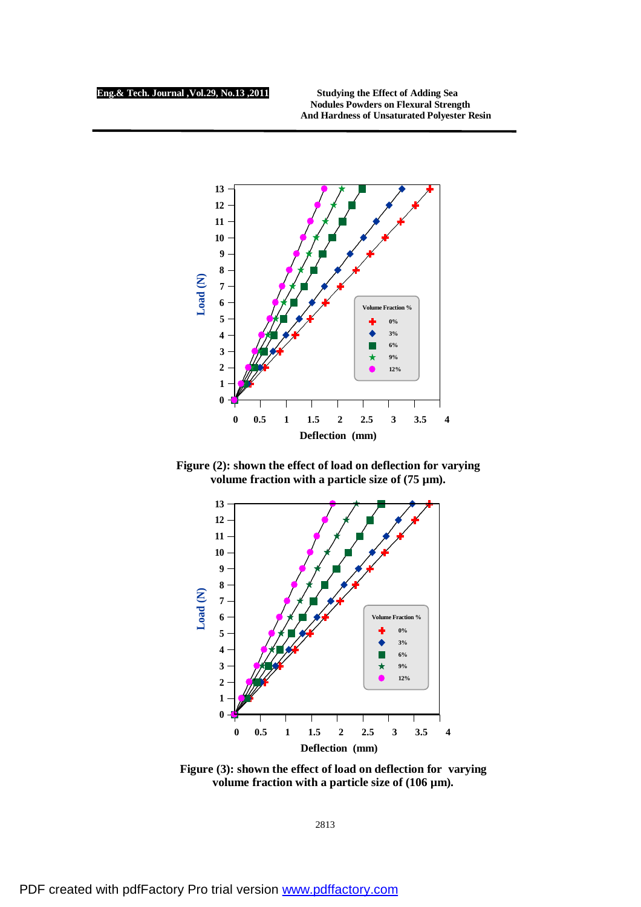Figure (2): shown the effect of load on deflection for varying volume fraction with a particle size of (75 µm).

Figure (3): shown the effect of load on deflection for varying volume fraction with a particle size of (106 µm).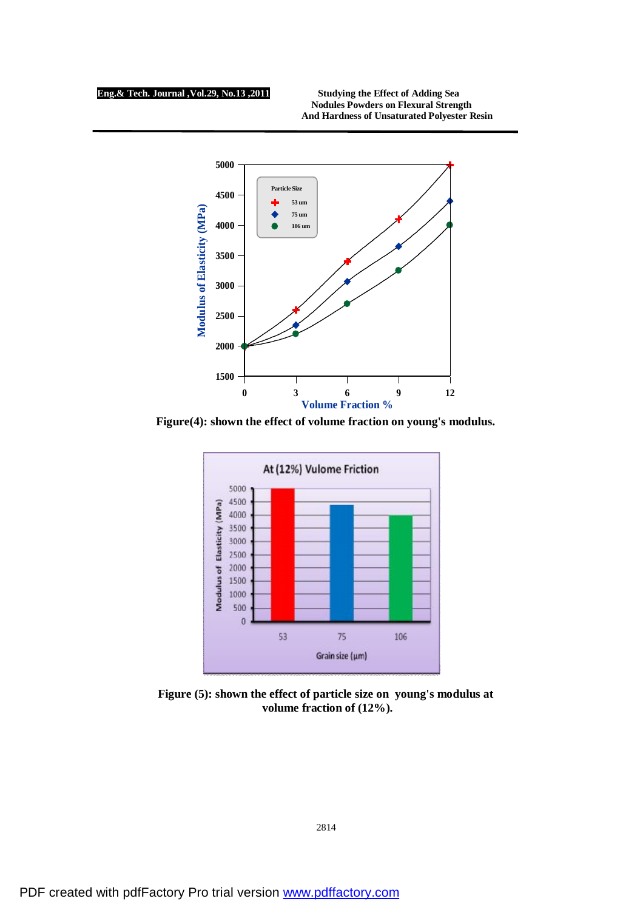Figure(4): shown the effect of volume fraction on young's modulus.

Figure (5): shown the effect of particle size on young's modulus at volume fraction of (12%).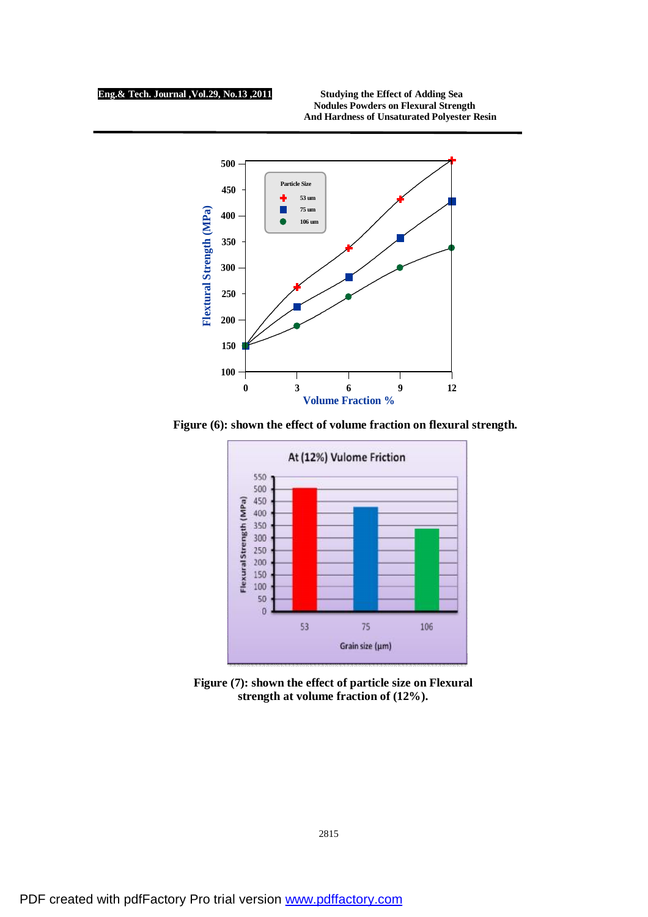Figure (6): shown the effect of volume fraction on flexural strength.

Figure (7): shown the effect of particle size on Flexural strength at volume fraction of (12%).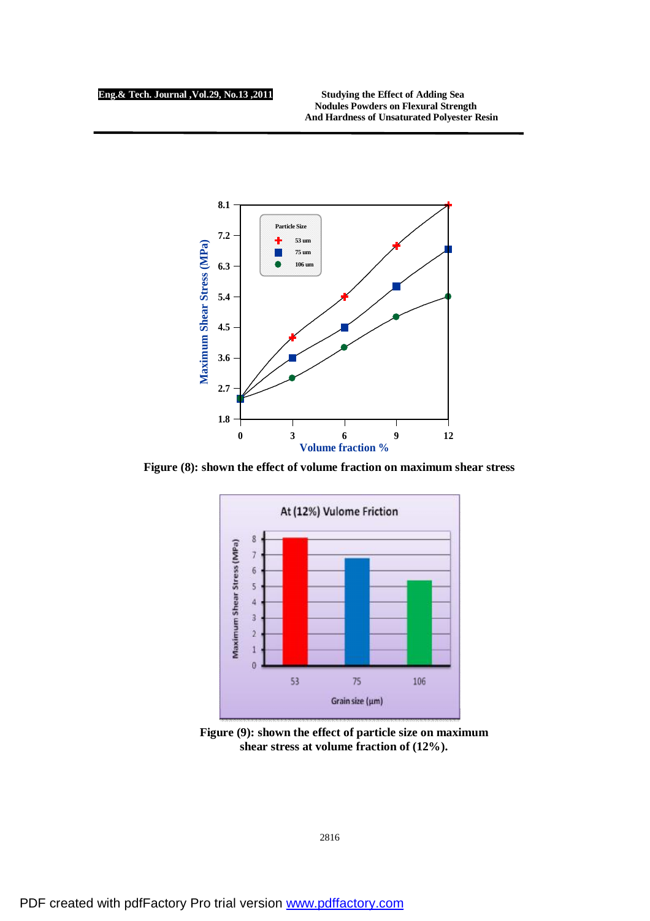Figure (8): shown the effect of volume fraction on maximum shear stress

Figure (9): shown the effect of particle size on maximum shear stress at volume fraction of (12%).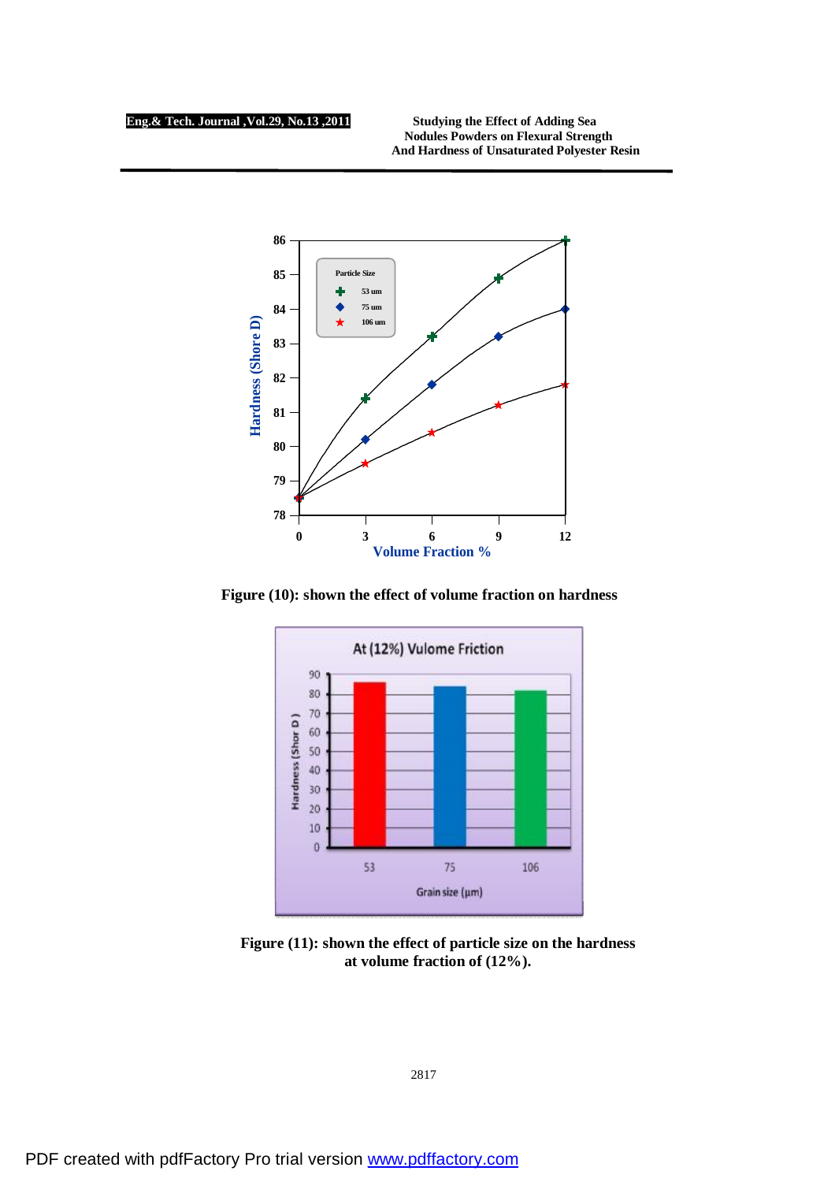86
85
84
83
82
81
80
79
78

Hardness (Shore D)

Particle Size
53 um
75 um
106 um

0
3
6
9
12

Volume Fraction %

**Figure (10): shown the effect of volume fraction on hardness**

At (12%) Vulome Friction

90
80
70
60
50
40
30
20
10
0

Hardness (Shor D )

53
75
106

Grain size (µm)

**Figure (11): shown the effect of particle size on the hardness at volume fraction of (12%).**